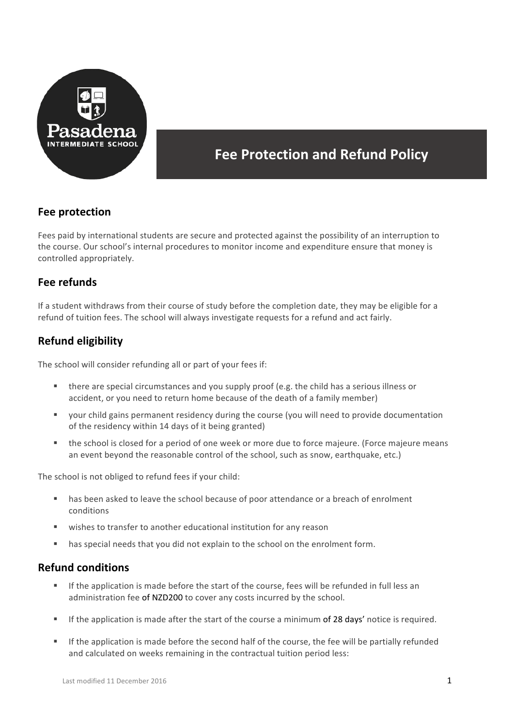Pasadena INTERMEDIATE SCHOOL

# Fee Protection and Refund Policy

## Fee protection

Fees paid by international students are secure and protected against the possibility of an interruption to the course. Our school's internal procedures to monitor income and expenditure ensure that money is controlled appropriately.

## Fee refunds

If a student withdraws from their course of study before the completion date, they may be eligible for a refund of tuition fees. The school will always investigate requests for a refund and act fairly.

## Refund eligibility

The school will consider refunding all or part of your fees if:

- there are special circumstances and you supply proof (e.g. the child has a serious illness or accident, or you need to return home because of the death of a family member)
- your child gains permanent residency during the course (you will need to provide documentation of the residency within 14 days of it being granted)
- the school is closed for a period of one week or more due to force majeure. (Force majeure means an event beyond the reasonable control of the school, such as snow, earthquake, etc.)

The school is not obliged to refund fees if your child:

- has been asked to leave the school because of poor attendance or a breach of enrolment conditions
- wishes to transfer to another educational institution for any reason
- has special needs that you did not explain to the school on the enrolment form.

## Refund conditions

- If the application is made before the start of the course, fees will be refunded in full less an administration fee of NZD200 to cover any costs incurred by the school.
- If the application is made after the start of the course a minimum of 28 days' notice is required.
- If the application is made before the second half of the course, the fee will be partially refunded and calculated on weeks remaining in the contractual tuition period less: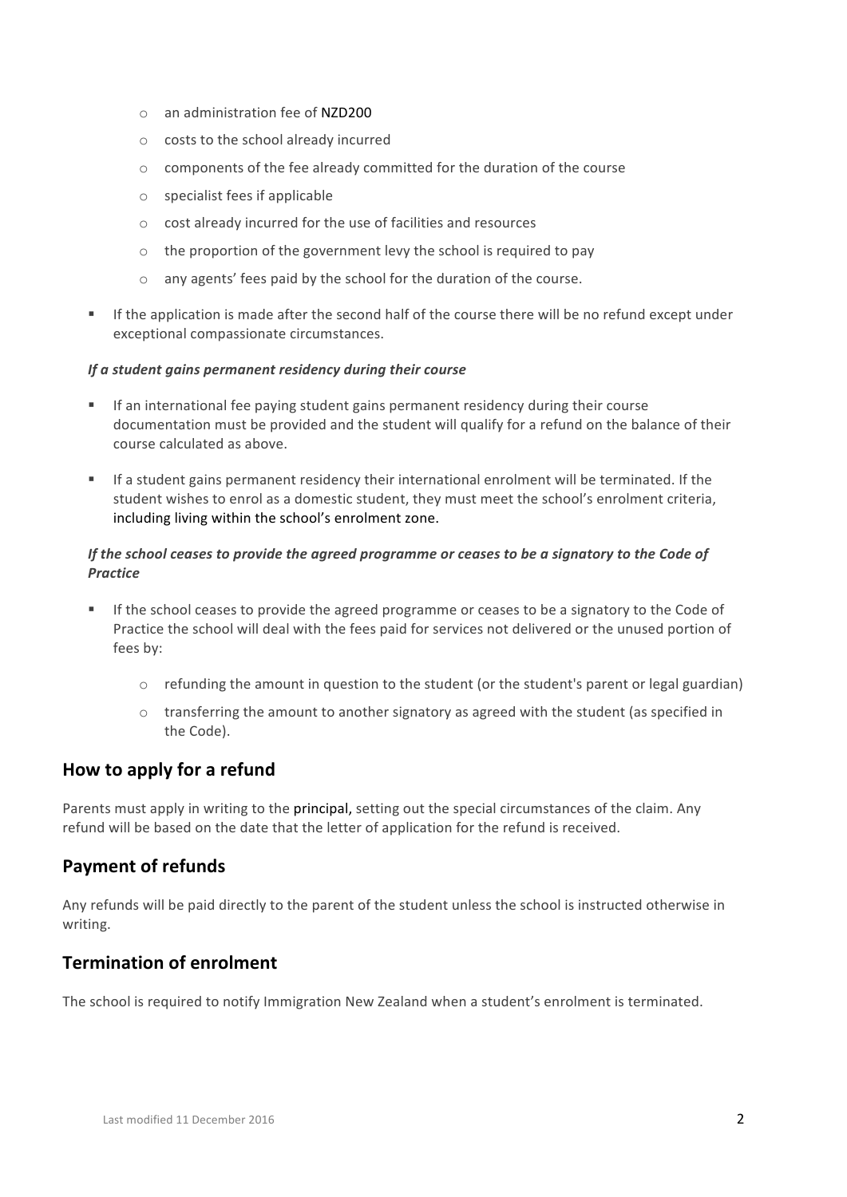- an administration fee of NZD200
  - costs to the school already incurred
  - components of the fee already committed for the duration of the course
  - specialist fees if applicable
  - cost already incurred for the use of facilities and resources
  - the proportion of the government levy the school is required to pay
  - any agents' fees paid by the school for the duration of the course.
- If the application is made after the second half of the course there will be no refund except under exceptional compassionate circumstances.

***If a student gains permanent residency during their course***

- If an international fee paying student gains permanent residency during their course documentation must be provided and the student will qualify for a refund on the balance of their course calculated as above.

- If a student gains permanent residency their international enrolment will be terminated. If the student wishes to enrol as a domestic student, they must meet the school's enrolment criteria, including living within the school's enrolment zone.

***If the school ceases to provide the agreed programme or ceases to be a signatory to the Code of Practice***

- If the school ceases to provide the agreed programme or ceases to be a signatory to the Code of Practice the school will deal with the fees paid for services not delivered or the unused portion of fees by:
  - refunding the amount in question to the student (or the student's parent or legal guardian)
  - transferring the amount to another signatory as agreed with the student (as specified in the Code).

## How to apply for a refund

Parents must apply in writing to the principal, setting out the special circumstances of the claim. Any refund will be based on the date that the letter of application for the refund is received.

## Payment of refunds

Any refunds will be paid directly to the parent of the student unless the school is instructed otherwise in writing.

## Termination of enrolment

The school is required to notify Immigration New Zealand when a student's enrolment is terminated.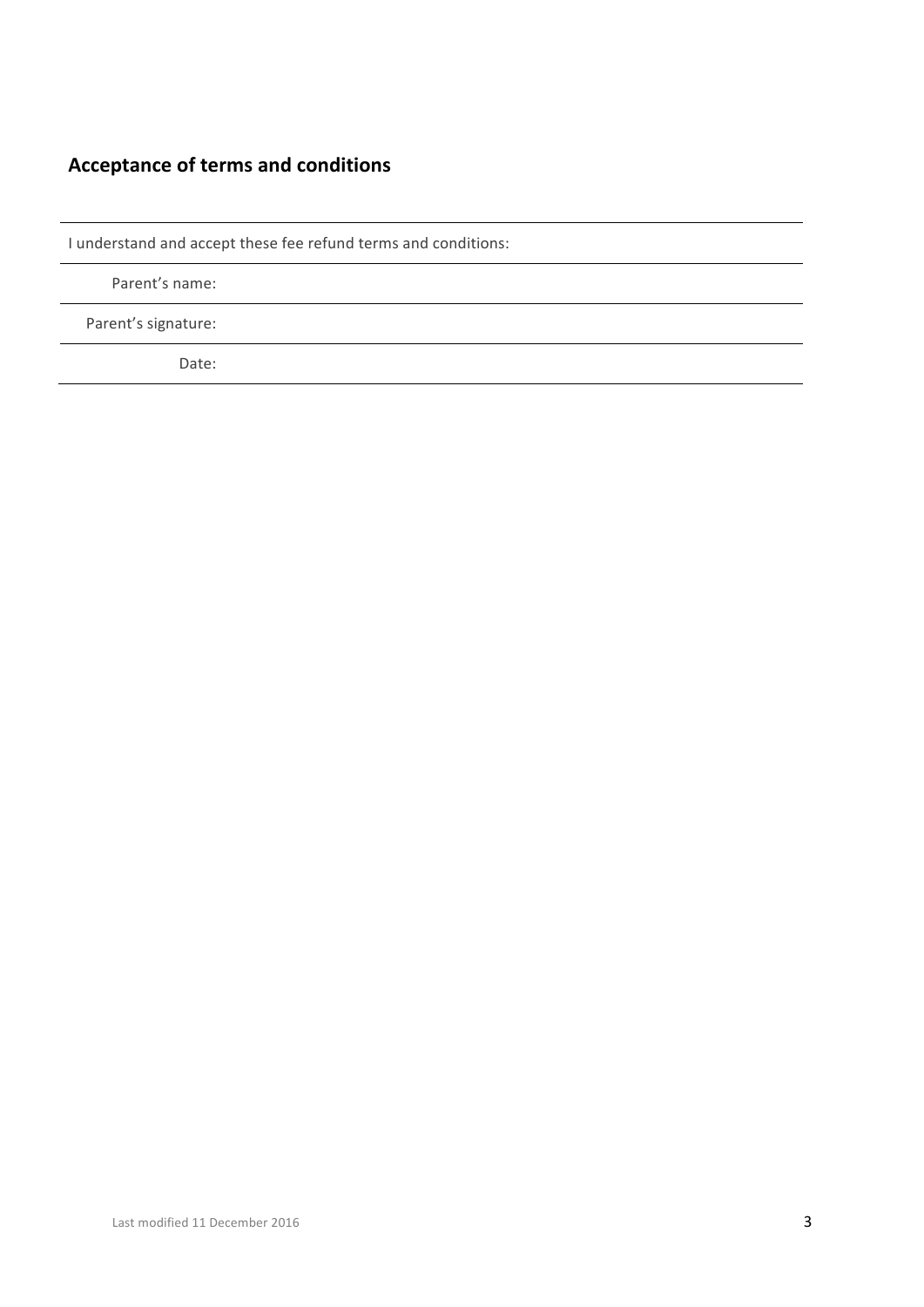## Acceptance of terms and conditions

| I understand and accept these fee refund terms and conditions: | |
| --- | --- |
| Parent's name: | |
| Parent's signature: | |
| Date: | |

Last modified 11 December 2016